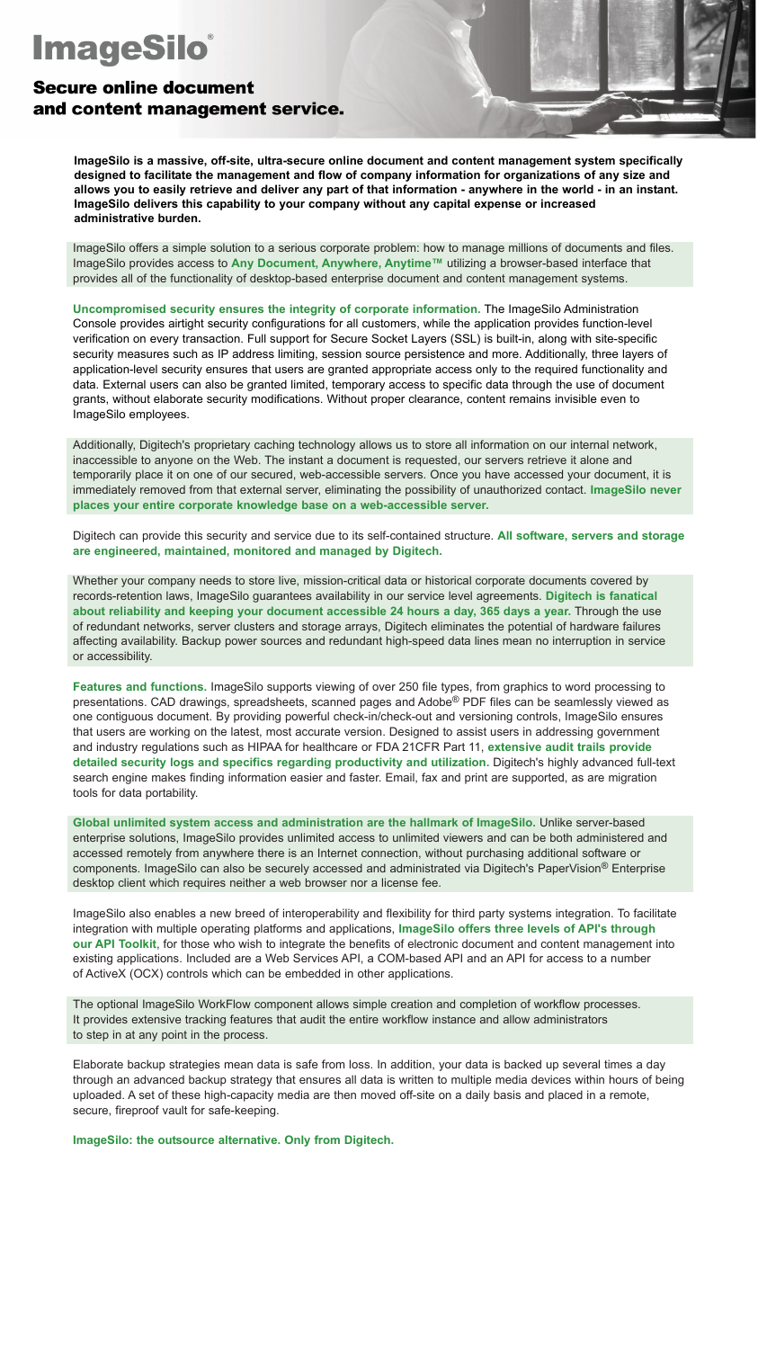# ImageSilo®

## Secure online document and content management service.

**ImageSilo is a massive, off-site, ultra-secure online document and content management system specifically designed to facilitate the management and flow of company information for organizations of any size and allows you to easily retrieve and deliver any part of that information - anywhere in the world - in an instant. ImageSilo delivers this capability to your company without any capital expense or increased administrative burden.**

ImageSilo offers a simple solution to a serious corporate problem: how to manage millions of documents and files. ImageSilo provides access to **Any Document, Anywhere, Anytime™** utilizing a browser-based interface that provides all of the functionality of desktop-based enterprise document and content management systems.

**Uncompromised security ensures the integrity of corporate information.** The ImageSilo Administration Console provides airtight security configurations for all customers, while the application provides function-level verification on every transaction. Full support for Secure Socket Layers (SSL) is built-in, along with site-specific security measures such as IP address limiting, session source persistence and more. Additionally, three layers of application-level security ensures that users are granted appropriate access only to the required functionality and data. External users can also be granted limited, temporary access to specific data through the use of document grants, without elaborate security modifications. Without proper clearance, content remains invisible even to ImageSilo employees.

Additionally, Digitech's proprietary caching technology allows us to store all information on our internal network, inaccessible to anyone on the Web. The instant a document is requested, our servers retrieve it alone and temporarily place it on one of our secured, web-accessible servers. Once you have accessed your document, it is immediately removed from that external server, eliminating the possibility of unauthorized contact. **ImageSilo never places your entire corporate knowledge base on a web-accessible server.**

Digitech can provide this security and service due to its self-contained structure. **All software, servers and storage are engineered, maintained, monitored and managed by Digitech.**

Whether your company needs to store live, mission-critical data or historical corporate documents covered by records-retention laws, ImageSilo guarantees availability in our service level agreements. **Digitech is fanatical about reliability and keeping your document accessible 24 hours a day, 365 days a year.** Through the use of redundant networks, server clusters and storage arrays, Digitech eliminates the potential of hardware failures affecting availability. Backup power sources and redundant high-speed data lines mean no interruption in service or accessibility.

**Features and functions.** ImageSilo supports viewing of over 250 file types, from graphics to word processing to presentations. CAD drawings, spreadsheets, scanned pages and Adobe® PDF files can be seamlessly viewed as one contiguous document. By providing powerful check-in/check-out and versioning controls, ImageSilo ensures that users are working on the latest, most accurate version. Designed to assist users in addressing government and industry regulations such as HIPAA for healthcare or FDA 21CFR Part 11, **extensive audit trails provide detailed security logs and specifics regarding productivity and utilization.** Digitech's highly advanced full-text search engine makes finding information easier and faster. Email, fax and print are supported, as are migration tools for data portability.

**Global unlimited system access and administration are the hallmark of ImageSilo.** Unlike server-based enterprise solutions, ImageSilo provides unlimited access to unlimited viewers and can be both administered and accessed remotely from anywhere there is an Internet connection, without purchasing additional software or components. ImageSilo can also be securely accessed and administrated via Digitech's PaperVision® Enterprise desktop client which requires neither a web browser nor a license fee.

ImageSilo also enables a new breed of interoperability and flexibility for third party systems integration. To facilitate integration with multiple operating platforms and applications, **ImageSilo offers three levels of API's through our API Toolkit**, for those who wish to integrate the benefits of electronic document and content management into existing applications. Included are a Web Services API, a COM-based API and an API for access to a number of ActiveX (OCX) controls which can be embedded in other applications.

The optional ImageSilo WorkFlow component allows simple creation and completion of workflow processes. It provides extensive tracking features that audit the entire workflow instance and allow administrators to step in at any point in the process.

Elaborate backup strategies mean data is safe from loss. In addition, your data is backed up several times a day through an advanced backup strategy that ensures all data is written to multiple media devices within hours of being uploaded. A set of these high-capacity media are then moved off-site on a daily basis and placed in a remote, secure, fireproof vault for safe-keeping.

**ImageSilo: the outsource alternative. Only from Digitech.**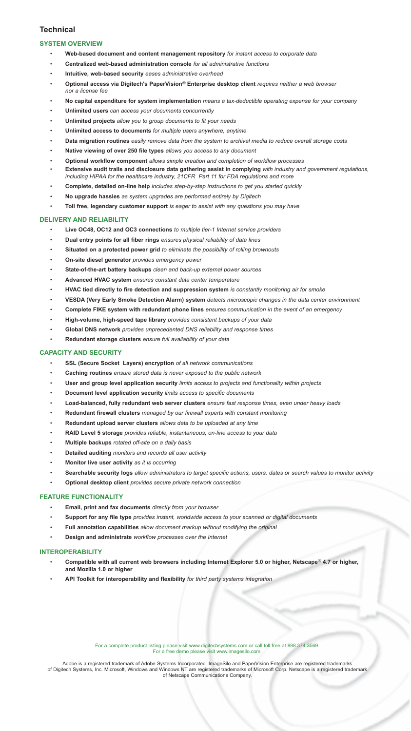# Technical

## SYSTEM OVERVIEW

- **Web-based document and content management repository** *for instant access to corporate data*
- **Centralized web-based administration console** *for all administrative functions*
- **Intuitive, web-based security** *eases administrative overhead*
- **Optional access via Digitech's PaperVision® Enterprise desktop client** *requires neither a web browser nor a license fee*
- **No capital expenditure for system implementation** *means a tax-deductible operating expense for your company*
- **Unlimited users** *can access your documents concurrently*
- **Unlimited projects** *allow you to group documents to fit your needs*
- **Unlimited access to documents** *for multiple users anywhere, anytime*
- **Data migration routines** *easily remove data from the system to archival media to reduce overall storage costs*
- **Native viewing of over 250 file types** *allows you access to any document*
- **Optional workflow component** *allows simple creation and completion of workflow processes*
- **Extensive audit trails and disclosure data gathering assist in complying** *with industry and government regulations, including HIPAA for the healthcare industry, 21CFR Part 11 for FDA regulations and more*
- **Complete, detailed on-line help** *includes step-by-step instructions to get you started quickly*
- **No upgrade hassles** *as system upgrades are performed entirely by Digitech*
- **Toll free, legendary customer support** *is eager to assist with any questions you may have*

## DELIVERY AND RELIABILITY

- **Live OC48, OC12 and OC3 connections** *to multiple tier-1 Internet service providers*
- **Dual entry points for all fiber rings** *ensures physical reliability of data lines*
- **Situated on a protected power grid** *to eliminate the possibility of rolling brownouts*
- **On-site diesel generator** *provides emergency power*
- **State-of-the-art battery backups** *clean and back-up external power sources*
- **Advanced HVAC system** *ensures constant data center temperature*
- **HVAC tied directly to fire detection and suppression system** *is constantly monitoring air for smoke*
- **VESDA (Very Early Smoke Detection Alarm) system** *detects microscopic changes in the data center environment*
- **Complete FIKE system with redundant phone lines** *ensures communication in the event of an emergency*
- **High-volume, high-speed tape library** *provides consistent backups of your data*
- **Global DNS network** *provides unprecedented DNS reliability and response times*
- **Redundant storage clusters** *ensure full availability of your data*

## CAPACITY AND SECURITY

- **SSL (Secure Socket Layers) encryption** *of all network communications*
- **Caching routines** *ensure stored data is never exposed to the public network*
- **User and group level application security** *limits access to projects and functionality within projects*
- **Document level application security** *limits access to specific documents*
- **Load-balanced, fully redundant web server clusters** *ensure fast response times, even under heavy loads*
- **Redundant firewall clusters** *managed by our firewall experts with constant monitoring*
- **Redundant upload server clusters** *allows data to be uploaded at any time*
- **RAID Level 5 storage** *provides reliable, instantaneous, on-line access to your data*
- **Multiple backups** *rotated off-site on a daily basis*
- **Detailed auditing** *monitors and records all user activity*
- **Monitor live user activity** *as it is occurring*
- **Searchable security logs** *allow administrators to target specific actions, users, dates or search values to monitor activity*
- **Optional desktop client** *provides secure private network connection*

## FEATURE FUNCTIONALITY

- **Email, print and fax documents** *directly from your browser*
- **Support for any file type** *provides instant, worldwide access to your scanned or digital documents*
- **Full annotation capabilities** *allow document markup without modifying the original*
- **Design and administrate** *workflow processes over the Internet*

## INTEROPERABILITY

- **Compatible with all current web browsers including Internet Explorer 5.0 or higher, Netscape® 4.7 or higher, and Mozilla 1.0 or higher**
- **API Toolkit for interoperability and flexibility** *for third party systems integration*

For a complete product listing please visit www.digitechsystems.com or call toll free at 888.374.3569.
For a free demo please visit www.imagesilo.com.

Adobe is a registered trademark of Adobe Systems Incorporated. ImageSilo and PaperVision Enterprise are registered trademarks of Digitech Systems, Inc. Microsoft, Windows and Windows NT are registered trademarks of Microsoft Corp. Netscape is a registered trademark of Netscape Communications Company.